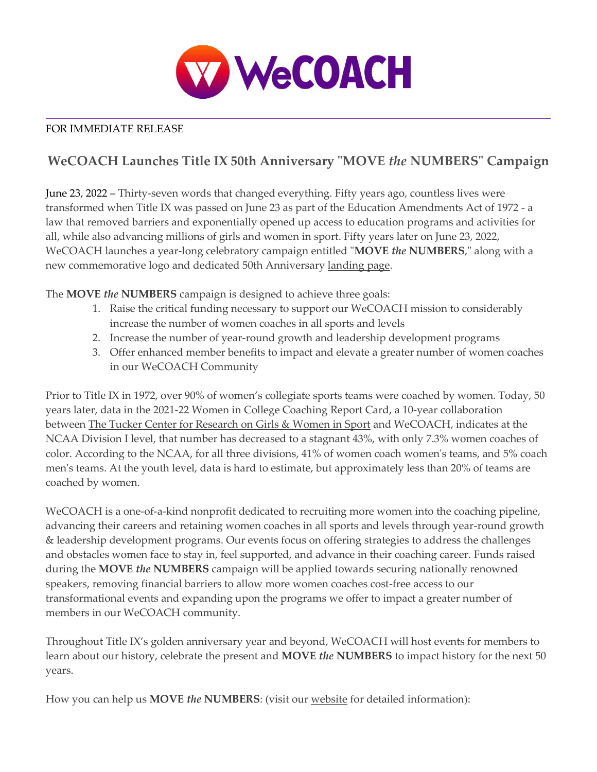WeCOACH

FOR IMMEDIATE RELEASE

# WeCOACH Launches Title IX 50th Anniversary "MOVE *the* NUMBERS" Campaign

June 23, 2022 – Thirty-seven words that changed everything. Fifty years ago, countless lives were transformed when Title IX was passed on June 23 as part of the Education Amendments Act of 1972 - a law that removed barriers and exponentially opened up access to education programs and activities for all, while also advancing millions of girls and women in sport. Fifty years later on June 23, 2022, WeCOACH launches a year-long celebratory campaign entitled "**MOVE *the* NUMBERS**," along with a new commemorative logo and dedicated 50th Anniversary landing page.

The **MOVE *the* NUMBERS** campaign is designed to achieve three goals:

1. Raise the critical funding necessary to support our WeCOACH mission to considerably increase the number of women coaches in all sports and levels
2. Increase the number of year-round growth and leadership development programs
3. Offer enhanced member benefits to impact and elevate a greater number of women coaches in our WeCOACH Community

Prior to Title IX in 1972, over 90% of women's collegiate sports teams were coached by women. Today, 50 years later, data in the 2021-22 Women in College Coaching Report Card, a 10-year collaboration between The Tucker Center for Research on Girls & Women in Sport and WeCOACH, indicates at the NCAA Division I level, that number has decreased to a stagnant 43%, with only 7.3% women coaches of color. According to the NCAA, for all three divisions, 41% of women coach women's teams, and 5% coach men's teams. At the youth level, data is hard to estimate, but approximately less than 20% of teams are coached by women.

WeCOACH is a one-of-a-kind nonprofit dedicated to recruiting more women into the coaching pipeline, advancing their careers and retaining women coaches in all sports and levels through year-round growth & leadership development programs. Our events focus on offering strategies to address the challenges and obstacles women face to stay in, feel supported, and advance in their coaching career. Funds raised during the **MOVE *the* NUMBERS** campaign will be applied towards securing nationally renowned speakers, removing financial barriers to allow more women coaches cost-free access to our transformational events and expanding upon the programs we offer to impact a greater number of members in our WeCOACH community.

Throughout Title IX's golden anniversary year and beyond, WeCOACH will host events for members to learn about our history, celebrate the present and **MOVE *the* NUMBERS** to impact history for the next 50 years.

How you can help us **MOVE *the* NUMBERS**: (visit our website for detailed information):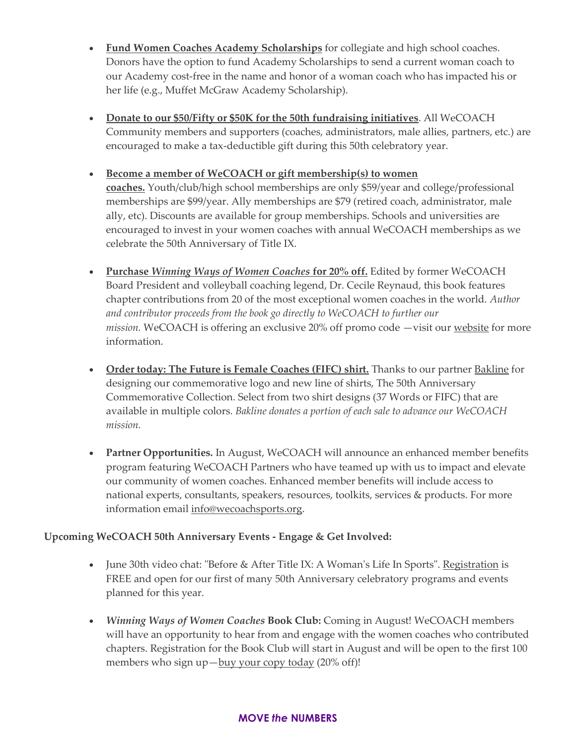- **Fund Women Coaches Academy Scholarships** for collegiate and high school coaches. Donors have the option to fund Academy Scholarships to send a current woman coach to our Academy cost-free in the name and honor of a woman coach who has impacted his or her life (e.g., Muffet McGraw Academy Scholarship).

- **Donate to our $50/Fifty or $50K for the 50th fundraising initiatives**. All WeCOACH Community members and supporters (coaches, administrators, male allies, partners, etc.) are encouraged to make a tax-deductible gift during this 50th celebratory year.

- **Become a member of WeCOACH or gift membership(s) to women coaches.** Youth/club/high school memberships are only $59/year and college/professional memberships are $99/year. Ally memberships are $79 (retired coach, administrator, male ally, etc). Discounts are available for group memberships. Schools and universities are encouraged to invest in your women coaches with annual WeCOACH memberships as we celebrate the 50th Anniversary of Title IX.

- **Purchase *Winning Ways of Women Coaches* for 20% off.** Edited by former WeCOACH Board President and volleyball coaching legend, Dr. Cecile Reynaud, this book features chapter contributions from 20 of the most exceptional women coaches in the world. *Author and contributor proceeds from the book go directly to WeCOACH to further our mission.* WeCOACH is offering an exclusive 20% off promo code —visit our website for more information.

- **Order today: The Future is Female Coaches (FIFC) shirt.** Thanks to our partner Bakline for designing our commemorative logo and new line of shirts, The 50th Anniversary Commemorative Collection. Select from two shirt designs (37 Words or FIFC) that are available in multiple colors. *Bakline donates a portion of each sale to advance our WeCOACH mission.*

- **Partner Opportunities.** In August, WeCOACH will announce an enhanced member benefits program featuring WeCOACH Partners who have teamed up with us to impact and elevate our community of women coaches. Enhanced member benefits will include access to national experts, consultants, speakers, resources, toolkits, services & products. For more information email info@wecoachsports.org.

**Upcoming WeCOACH 50th Anniversary Events - Engage & Get Involved:**

- June 30th video chat: "Before & After Title IX: A Woman's Life In Sports". Registration is FREE and open for our first of many 50th Anniversary celebratory programs and events planned for this year.

- ***Winning Ways of Women Coaches* Book Club:** Coming in August! WeCOACH members will have an opportunity to hear from and engage with the women coaches who contributed chapters. Registration for the Book Club will start in August and will be open to the first 100 members who sign up—buy your copy today (20% off)!

**MOVE *the* NUMBERS**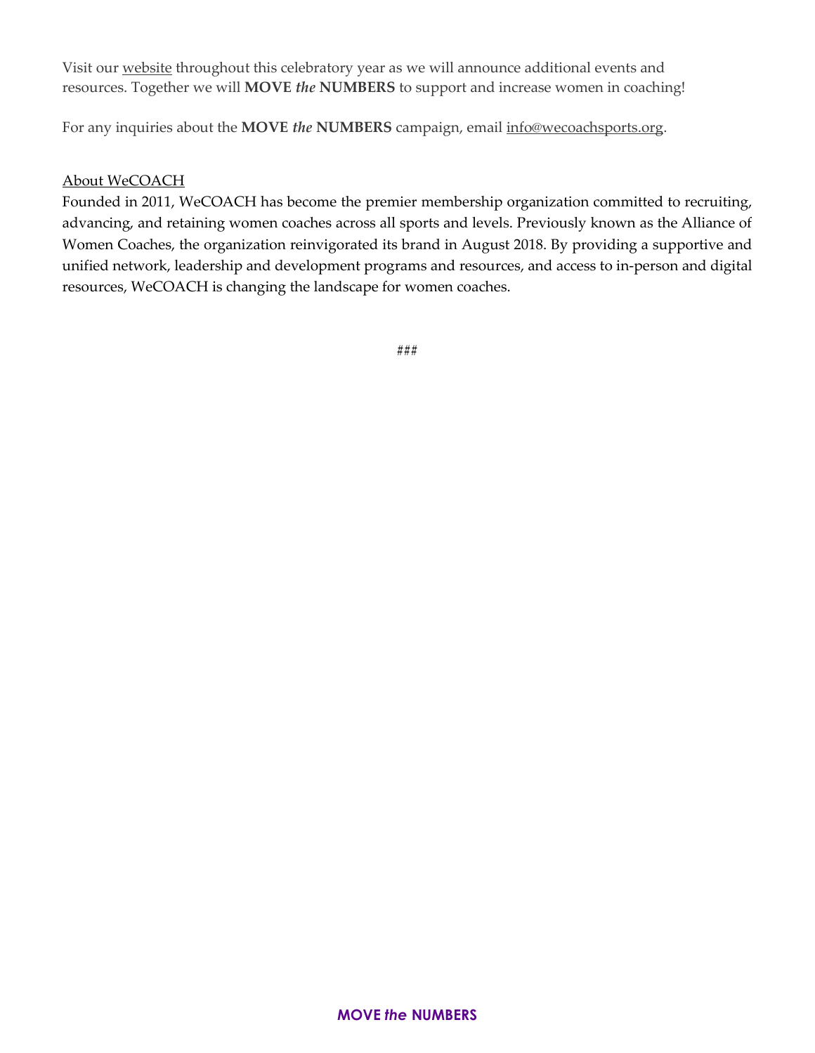Visit our website throughout this celebratory year as we will announce additional events and resources. Together we will **MOVE *the* NUMBERS** to support and increase women in coaching!

For any inquiries about the **MOVE *the* NUMBERS** campaign, email info@wecoachsports.org.

About WeCOACH

Founded in 2011, WeCOACH has become the premier membership organization committed to recruiting, advancing, and retaining women coaches across all sports and levels. Previously known as the Alliance of Women Coaches, the organization reinvigorated its brand in August 2018. By providing a supportive and unified network, leadership and development programs and resources, and access to in-person and digital resources, WeCOACH is changing the landscape for women coaches.

###